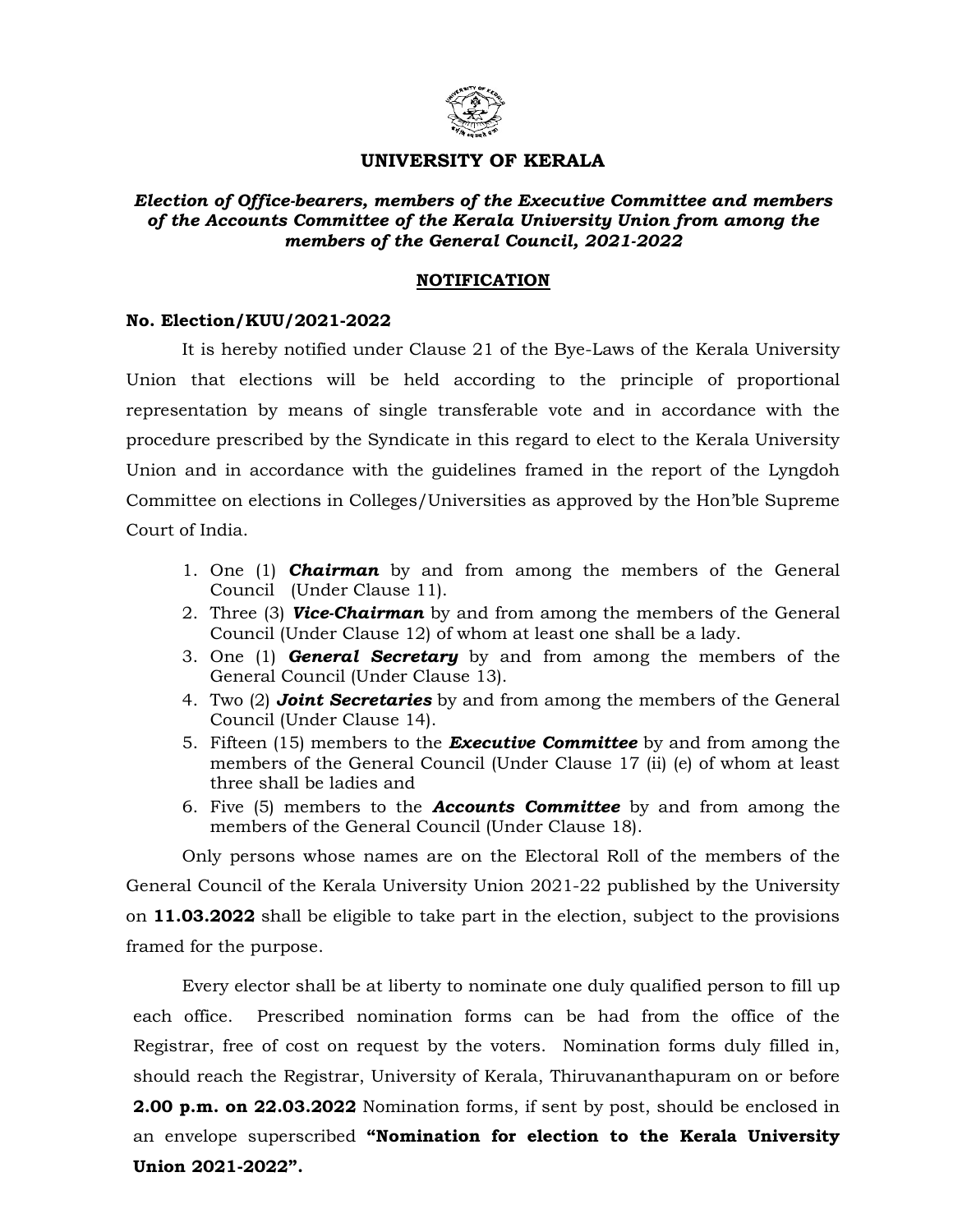# UNIVERSITY OF KERALA

***Election of Office-bearers, members of the Executive Committee and members of the Accounts Committee of the Kerala University Union from among the members of the General Council, 2021-2022***

## NOTIFICATION

**No. Election/KUU/2021-2022**

It is hereby notified under Clause 21 of the Bye-Laws of the Kerala University Union that elections will be held according to the principle of proportional representation by means of single transferable vote and in accordance with the procedure prescribed by the Syndicate in this regard to elect to the Kerala University Union and in accordance with the guidelines framed in the report of the Lyngdoh Committee on elections in Colleges/Universities as approved by the Hon'ble Supreme Court of India.

1. One (1) ***Chairman*** by and from among the members of the General Council (Under Clause 11).
2. Three (3) ***Vice-Chairman*** by and from among the members of the General Council (Under Clause 12) of whom at least one shall be a lady.
3. One (1) ***General Secretary*** by and from among the members of the General Council (Under Clause 13).
4. Two (2) ***Joint Secretaries*** by and from among the members of the General Council (Under Clause 14).
5. Fifteen (15) members to the ***Executive Committee*** by and from among the members of the General Council (Under Clause 17 (ii) (e) of whom at least three shall be ladies and
6. Five (5) members to the ***Accounts Committee*** by and from among the members of the General Council (Under Clause 18).

Only persons whose names are on the Electoral Roll of the members of the General Council of the Kerala University Union 2021-22 published by the University on **11.03.2022** shall be eligible to take part in the election, subject to the provisions framed for the purpose.

Every elector shall be at liberty to nominate one duly qualified person to fill up each office. Prescribed nomination forms can be had from the office of the Registrar, free of cost on request by the voters. Nomination forms duly filled in, should reach the Registrar, University of Kerala, Thiruvananthapuram on or before **2.00 p.m. on 22.03.2022** Nomination forms, if sent by post, should be enclosed in an envelope superscribed **"Nomination for election to the Kerala University Union 2021-2022".**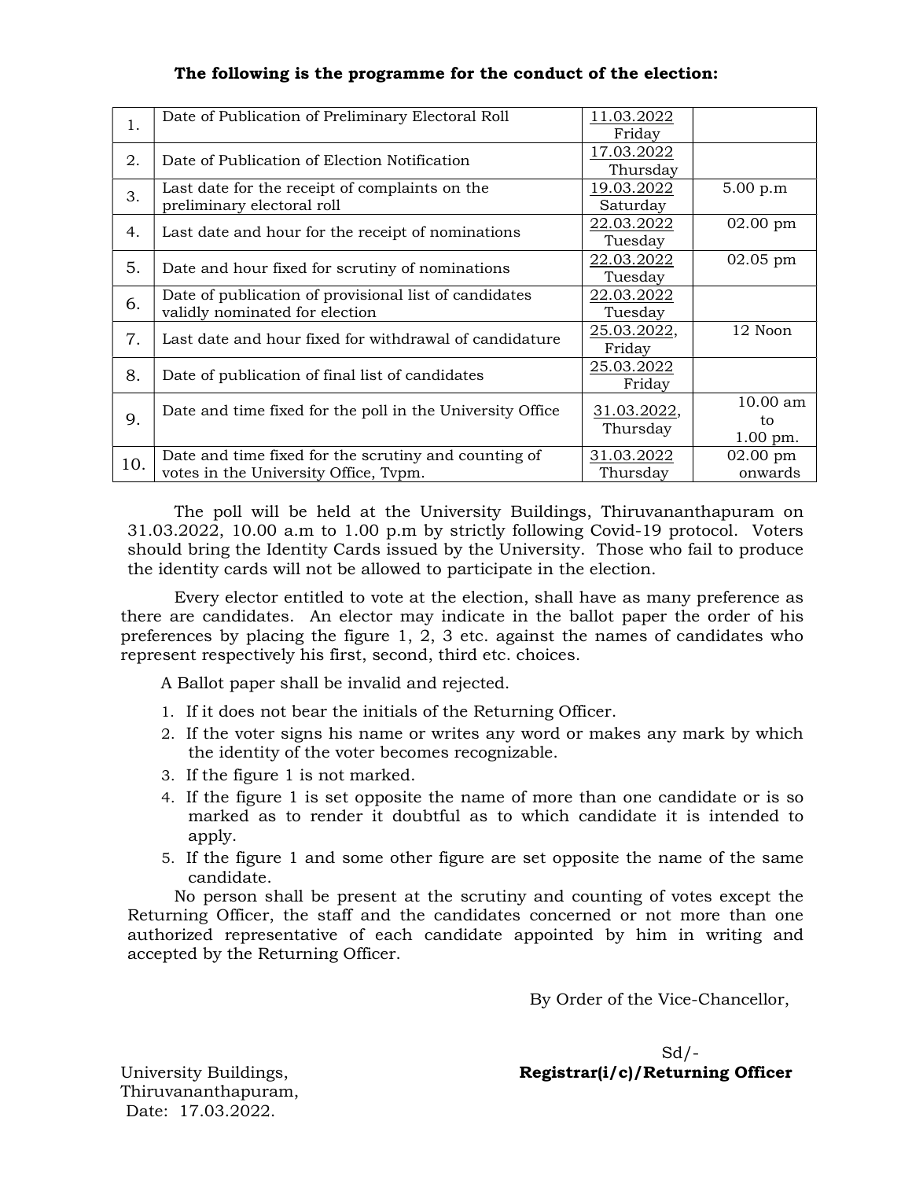**The following is the programme for the conduct of the election:**

| | | | |
|---|---|---|---|
| 1. | Date of Publication of Preliminary Electoral Roll | 11.03.2022 Friday | |
| 2. | Date of Publication of Election Notification | 17.03.2022 Thursday | |
| 3. | Last date for the receipt of complaints on the preliminary electoral roll | 19.03.2022 Saturday | 5.00 p.m |
| 4. | Last date and hour for the receipt of nominations | 22.03.2022 Tuesday | 02.00 pm |
| 5. | Date and hour fixed for scrutiny of nominations | 22.03.2022 Tuesday | 02.05 pm |
| 6. | Date of publication of provisional list of candidates validly nominated for election | 22.03.2022 Tuesday | |
| 7. | Last date and hour fixed for withdrawal of candidature | 25.03.2022, Friday | 12 Noon |
| 8. | Date of publication of final list of candidates | 25.03.2022 Friday | |
| 9. | Date and time fixed for the poll in the University Office | 31.03.2022, Thursday | 10.00 am to 1.00 pm. |
| 10. | Date and time fixed for the scrutiny and counting of votes in the University Office, Tvpm. | 31.03.2022 Thursday | 02.00 pm onwards |

The poll will be held at the University Buildings, Thiruvananthapuram on 31.03.2022, 10.00 a.m to 1.00 p.m by strictly following Covid-19 protocol. Voters should bring the Identity Cards issued by the University. Those who fail to produce the identity cards will not be allowed to participate in the election.

Every elector entitled to vote at the election, shall have as many preference as there are candidates. An elector may indicate in the ballot paper the order of his preferences by placing the figure 1, 2, 3 etc. against the names of candidates who represent respectively his first, second, third etc. choices.

A Ballot paper shall be invalid and rejected.

1. If it does not bear the initials of the Returning Officer.
2. If the voter signs his name or writes any word or makes any mark by which the identity of the voter becomes recognizable.
3. If the figure 1 is not marked.
4. If the figure 1 is set opposite the name of more than one candidate or is so marked as to render it doubtful as to which candidate it is intended to apply.
5. If the figure 1 and some other figure are set opposite the name of the same candidate.

No person shall be present at the scrutiny and counting of votes except the Returning Officer, the staff and the candidates concerned or not more than one authorized representative of each candidate appointed by him in writing and accepted by the Returning Officer.

By Order of the Vice-Chancellor,

Sd/-

**Registrar(i/c)/Returning Officer**

University Buildings,
Thiruvananthapuram,
Date: 17.03.2022.